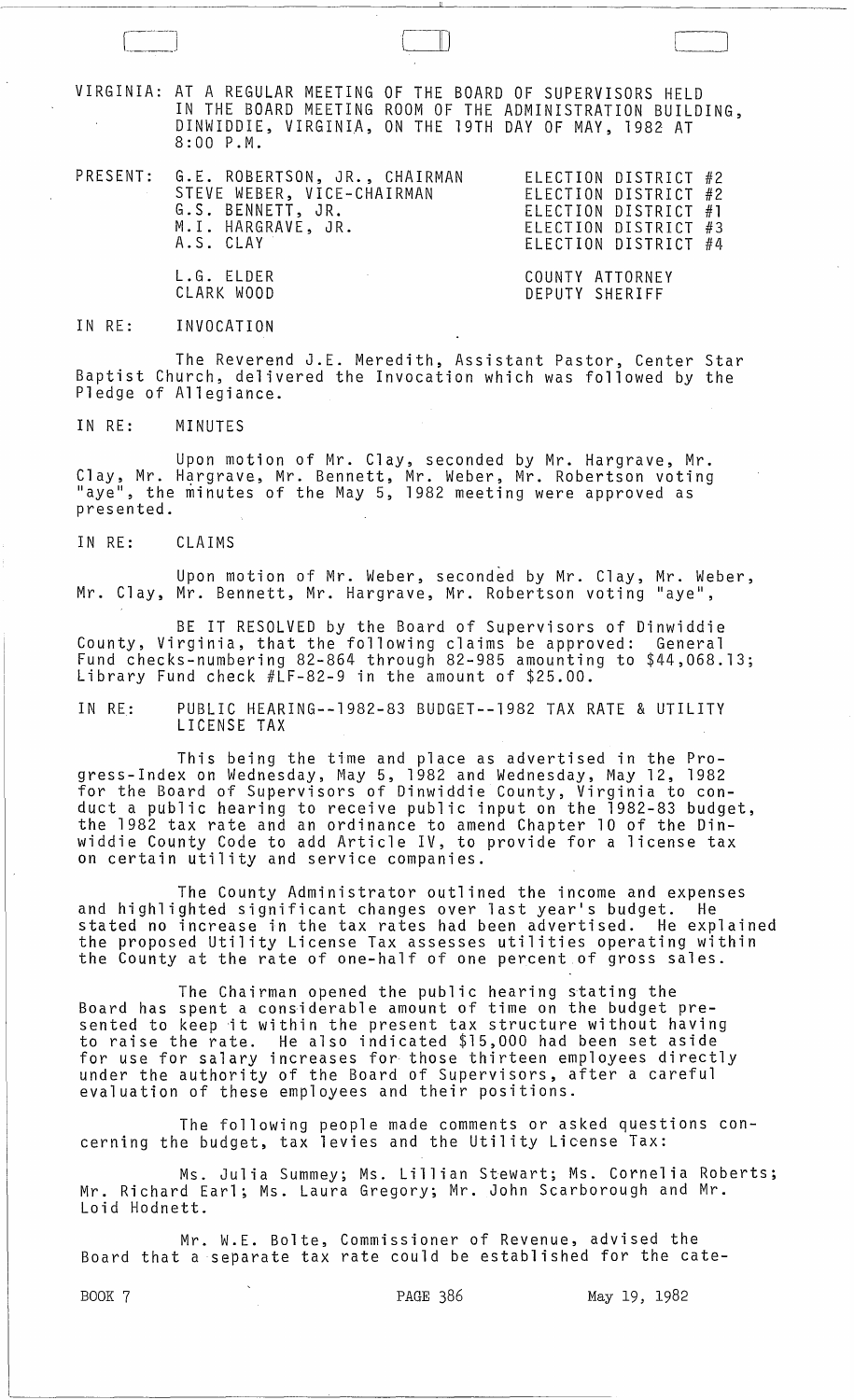VIRGINIA: AT A REGULAR MEETING OF THE BOARD OF SUPERVISORS HELD IN THE BOARD MEETING ROOM OF THE ADMINISTRATION BUILDING, DINWIDDIE, VIRGINIA, ON THE 19TH DAY OF MAY, 1982 AT 8:00 P.M.

| PRESENT: | | |
|---|---|---|
| | G.E. ROBERTSON, JR., CHAIRMAN | ELECTION DISTRICT #2 |
| | STEVE WEBER, VICE-CHAIRMAN | ELECTION DISTRICT #2 |
| | G.S. BENNETT, JR. | ELECTION DISTRICT #1 |
| | M.I. HARGRAVE, JR. | ELECTION DISTRICT #3 |
| | A.S. CLAY | ELECTION DISTRICT #4 |
| | L.G. ELDER | COUNTY ATTORNEY |
| | CLARK WOOD | DEPUTY SHERIFF |

IN RE: INVOCATION

The Reverend J.E. Meredith, Assistant Pastor, Center Star Baptist Church, delivered the Invocation which was followed by the Pledge of Allegiance.

IN RE: MINUTES

Upon motion of Mr. Clay, seconded by Mr. Hargrave, Mr. Clay, Mr. Hargrave, Mr. Bennett, Mr. Weber, Mr. Robertson voting "aye", the minutes of the May 5, 1982 meeting were approved as presented.

IN RE: CLAIMS

Upon motion of Mr. Weber, seconded by Mr. Clay, Mr. Weber, Mr. Clay, Mr. Bennett, Mr. Hargrave, Mr. Robertson voting "aye",

BE IT RESOLVED by the Board of Supervisors of Dinwiddie County, Virginia, that the following claims be approved: General Fund checks-numbering 82-864 through 82-985 amounting to $44,068.13; Library Fund check #LF-82-9 in the amount of $25.00.

IN RE: PUBLIC HEARING--1982-83 BUDGET--1982 TAX RATE & UTILITY LICENSE TAX

This being the time and place as advertised in the Progress-Index on Wednesday, May 5, 1982 and Wednesday, May 12, 1982 for the Board of Supervisors of Dinwiddie County, Virginia to conduct a public hearing to receive public input on the 1982-83 budget, the 1982 tax rate and an ordinance to amend Chapter 10 of the Dinwiddie County Code to add Article IV, to provide for a license tax on certain utility and service companies.

The County Administrator outlined the income and expenses and highlighted significant changes over last year's budget. He stated no increase in the tax rates had been advertised. He explained the proposed Utility License Tax assesses utilities operating within the County at the rate of one-half of one percent of gross sales.

The Chairman opened the public hearing stating the Board has spent a considerable amount of time on the budget presented to keep it within the present tax structure without having to raise the rate. He also indicated $15,000 had been set aside for use for salary increases for those thirteen employees directly under the authority of the Board of Supervisors, after a careful evaluation of these employees and their positions.

The following people made comments or asked questions concerning the budget, tax levies and the Utility License Tax:

Ms. Julia Summey; Ms. Lillian Stewart; Ms. Cornelia Roberts; Mr. Richard Earl; Ms. Laura Gregory; Mr. John Scarborough and Mr. Loid Hodnett.

Mr. W.E. Bolte, Commissioner of Revenue, advised the Board that a separate tax rate could be established for the cate-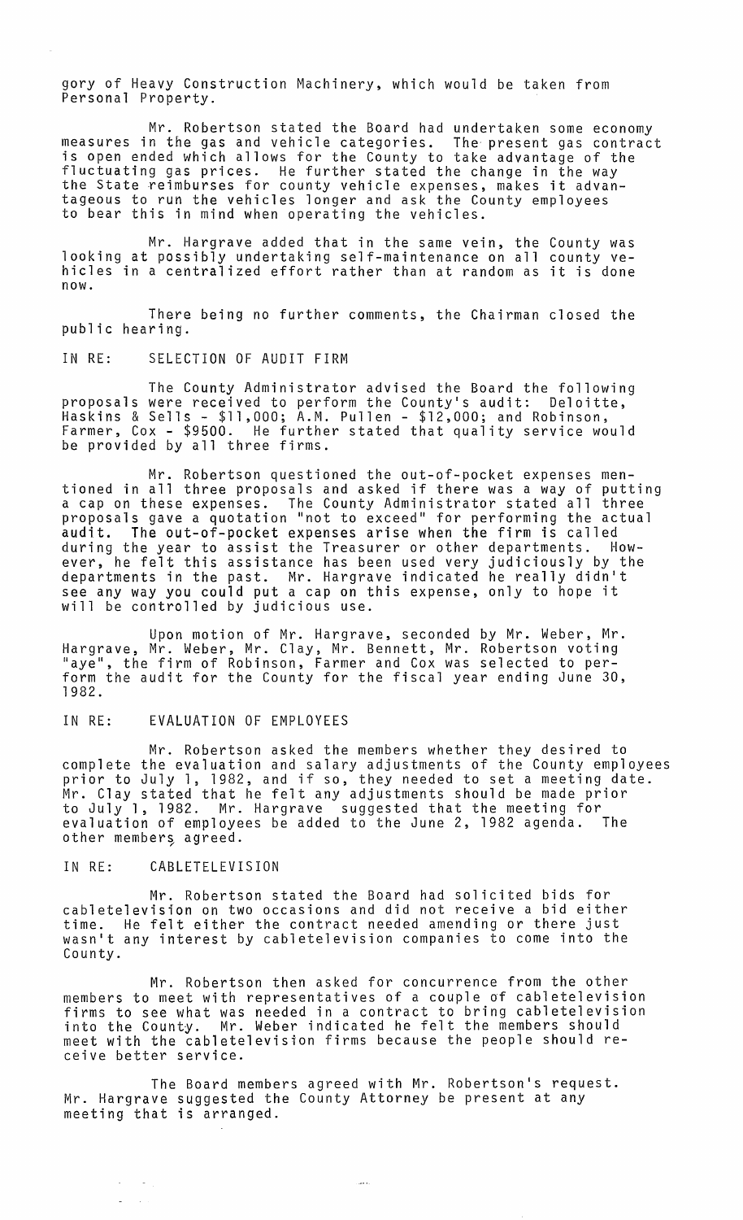gory of Heavy Construction Machinery, which would be taken from Personal Property.

Mr. Robertson stated the Board had undertaken some economy measures in the gas and vehicle categories. The present gas contract is open ended which allows for the County to take advantage of the fluctuating gas prices. He further stated the change in the way the State reimburses for county vehicle expenses, makes it advantageous to run the vehicles longer and ask the County employees to bear this in mind when operating the vehicles.

Mr. Hargrave added that in the same vein, the County was looking at possibly undertaking self-maintenance on all county vehicles in a centralized effort rather than at random as it is done now.

There being no further comments, the Chairman closed the public hearing.

IN RE: SELECTION OF AUDIT FIRM

The County Administrator advised the Board the following proposals were received to perform the County's audit: Deloitte, Haskins & Sells - $11,000; A.M. Pullen - $12,000; and Robinson, Farmer, Cox - $9500. He further stated that quality service would be provided by all three firms.

Mr. Robertson questioned the out-of-pocket expenses mentioned in all three proposals and asked if there was a way of putting a cap on these expenses. The County Administrator stated all three proposals gave a quotation "not to exceed" for performing the actual audit. The out-of-pocket expenses arise when the firm is called during the year to assist the Treasurer or other departments. However, he felt this assistance has been used very judiciously by the departments in the past. Mr. Hargrave indicated he really didn't see any way you could put a cap on this expense, only to hope it will be controlled by judicious use.

Upon motion of Mr. Hargrave, seconded by Mr. Weber, Mr. Hargrave, Mr. Weber, Mr. Clay, Mr. Bennett, Mr. Robertson voting "aye", the firm of Robinson, Farmer and Cox was selected to perform the audit for the County for the fiscal year ending June 30, 1982.

IN RE: EVALUATION OF EMPLOYEES

Mr. Robertson asked the members whether they desired to complete the evaluation and salary adjustments of the County employees prior to July 1, 1982, and if so, they needed to set a meeting date. Mr. Clay stated that he felt any adjustments should be made prior to July 1, 1982. Mr. Hargrave suggested that the meeting for evaluation of employees be added to the June 2, 1982 agenda. The other members agreed.

IN RE: CABLETELEVISION

Mr. Robertson stated the Board had solicited bids for cabletelevision on two occasions and did not receive a bid either time. He felt either the contract needed amending or there just wasn't any interest by cabletelevision companies to come into the County.

Mr. Robertson then asked for concurrence from the other members to meet with representatives of a couple of cabletelevision firms to see what was needed in a contract to bring cabletelevision into the County. Mr. Weber indicated he felt the members should meet with the cabletelevision firms because the people should receive better service.

The Board members agreed with Mr. Robertson's request. Mr. Hargrave suggested the County Attorney be present at any meeting that is arranged.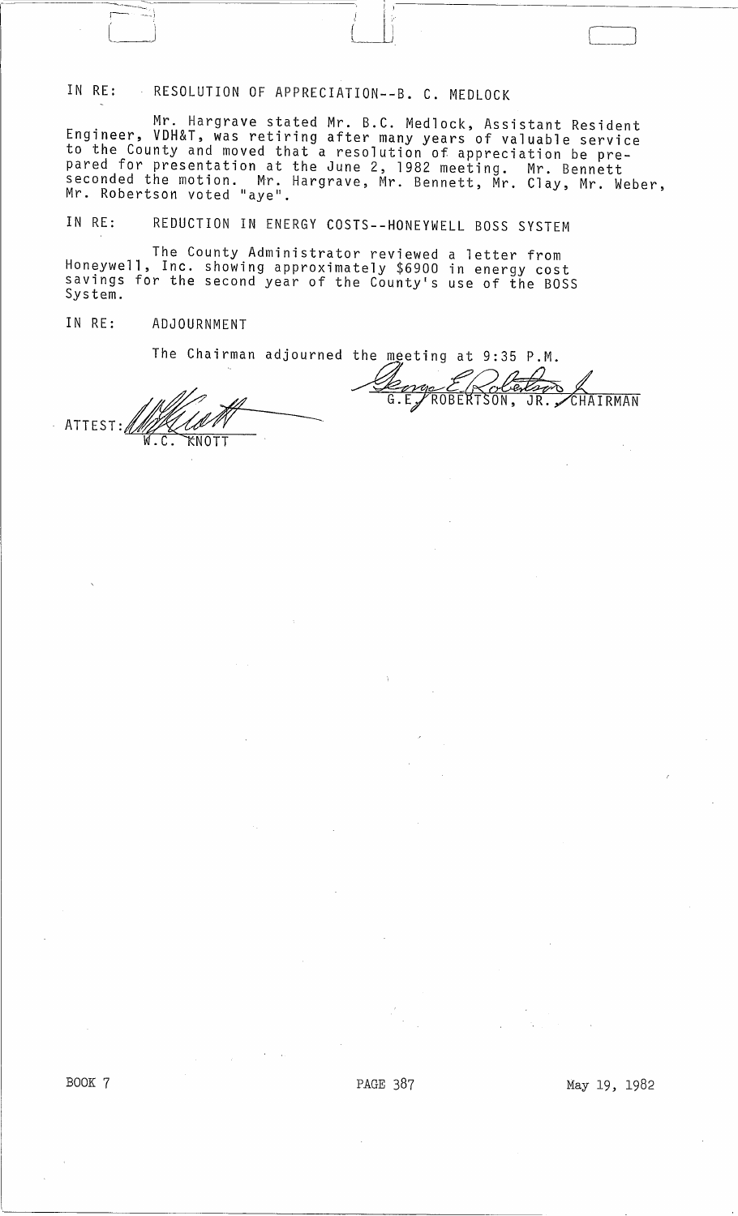IN RE: RESOLUTION OF APPRECIATION--B. C. MEDLOCK

Mr. Hargrave stated Mr. B.C. Medlock, Assistant Resident Engineer, VDH&T, was retiring after many years of valuable service to the County and moved that a resolution of appreciation be prepared for presentation at the June 2, 1982 meeting. Mr. Bennett seconded the motion. Mr. Hargrave, Mr. Bennett, Mr. Clay, Mr. Weber, Mr. Robertson voted "aye".

IN RE: REDUCTION IN ENERGY COSTS--HONEYWELL BOSS SYSTEM

The County Administrator reviewed a letter from Honeywell, Inc. showing approximately $6900 in energy cost savings for the second year of the County's use of the BOSS System.

IN RE: ADJOURNMENT

The Chairman adjourned the meeting at 9:35 P.M.

G.E. ROBERTSON, JR., CHAIRMAN

ATTEST:

W.C. KNOTT

BOOK 7 PAGE 387 May 19, 1982